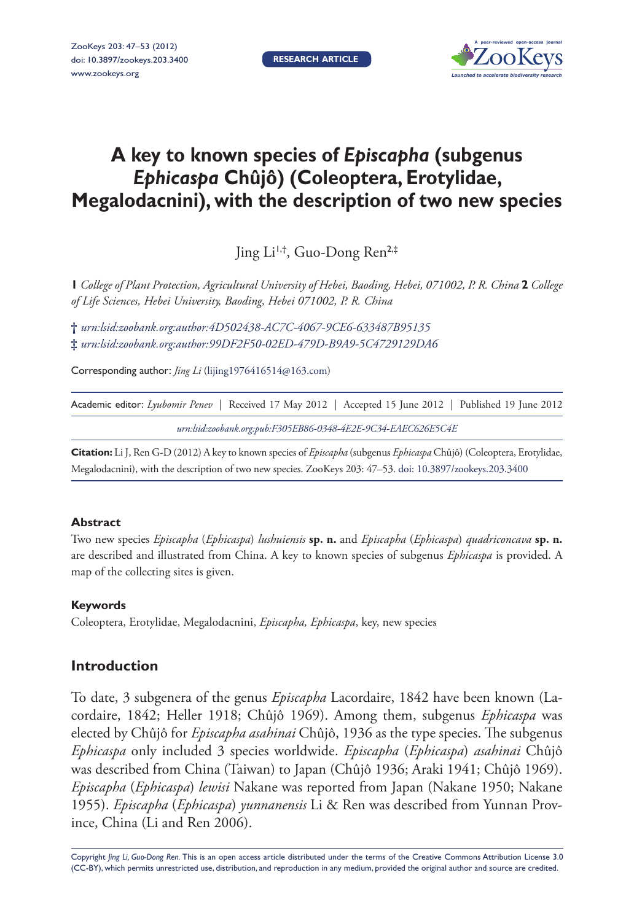# A key to known species of *Episcapha* (subgenus *Ephicaspa* Chûjô) (Coleoptera, Erotylidae, Megalodacnini), with the description of two new species

Jing Li[1,†], Guo-Dong Ren[2,‡]

**1** *College of Plant Protection, Agricultural University of Hebei, Baoding, Hebei, 071002, P. R. China* **2** *College of Life Sciences, Hebei University, Baoding, Hebei 071002, P. R. China*

† *urn:lsid:zoobank.org:author:4D502438-AC7C-4067-9CE6-633487B95135*
‡ *urn:lsid:zoobank.org:author:99DF2F50-02ED-479D-B9A9-5C4729129DA6*

Corresponding author: *Jing Li* (lijing1976416514@163.com)

Academic editor: *Lyubomir Penev* | Received 17 May 2012 | Accepted 15 June 2012 | Published 19 June 2012

*urn:lsid:zoobank.org:pub:F305EB86-0348-4E2E-9C34-EAEC626E5C4E*

**Citation:** Li J, Ren G-D (2012) A key to known species of *Episcapha* (subgenus *Ephicaspa* Chûjô) (Coleoptera, Erotylidae, Megalodacnini), with the description of two new species. ZooKeys 203: 47–53. doi: 10.3897/zookeys.203.3400

#### Abstract

Two new species *Episcapha* (*Ephicaspa*) *lushuiensis* **sp. n.** and *Episcapha* (*Ephicaspa*) *quadriconcava* **sp. n.** are described and illustrated from China. A key to known species of subgenus *Ephicaspa* is provided. A map of the collecting sites is given.

#### Keywords

Coleoptera, Erotylidae, Megalodacnini, *Episcapha, Ephicaspa*, key, new species

## Introduction

To date, 3 subgenera of the genus *Episcapha* Lacordaire, 1842 have been known (Lacordaire, 1842; Heller 1918; Chûjô 1969). Among them, subgenus *Ephicaspa* was elected by Chûjô for *Episcapha asahinai* Chûjô, 1936 as the type species. The subgenus *Ephicaspa* only included 3 species worldwide. *Episcapha* (*Ephicaspa*) *asahinai* Chûjô was described from China (Taiwan) to Japan (Chûjô 1936; Araki 1941; Chûjô 1969). *Episcapha* (*Ephicaspa*) *lewisi* Nakane was reported from Japan (Nakane 1950; Nakane 1955). *Episcapha* (*Ephicaspa*) *yunnanensis* Li & Ren was described from Yunnan Province, China (Li and Ren 2006).

Copyright *Jing Li, Guo-Dong Ren.* This is an open access article distributed under the terms of the Creative Commons Attribution License 3.0 (CC-BY), which permits unrestricted use, distribution, and reproduction in any medium, provided the original author and source are credited.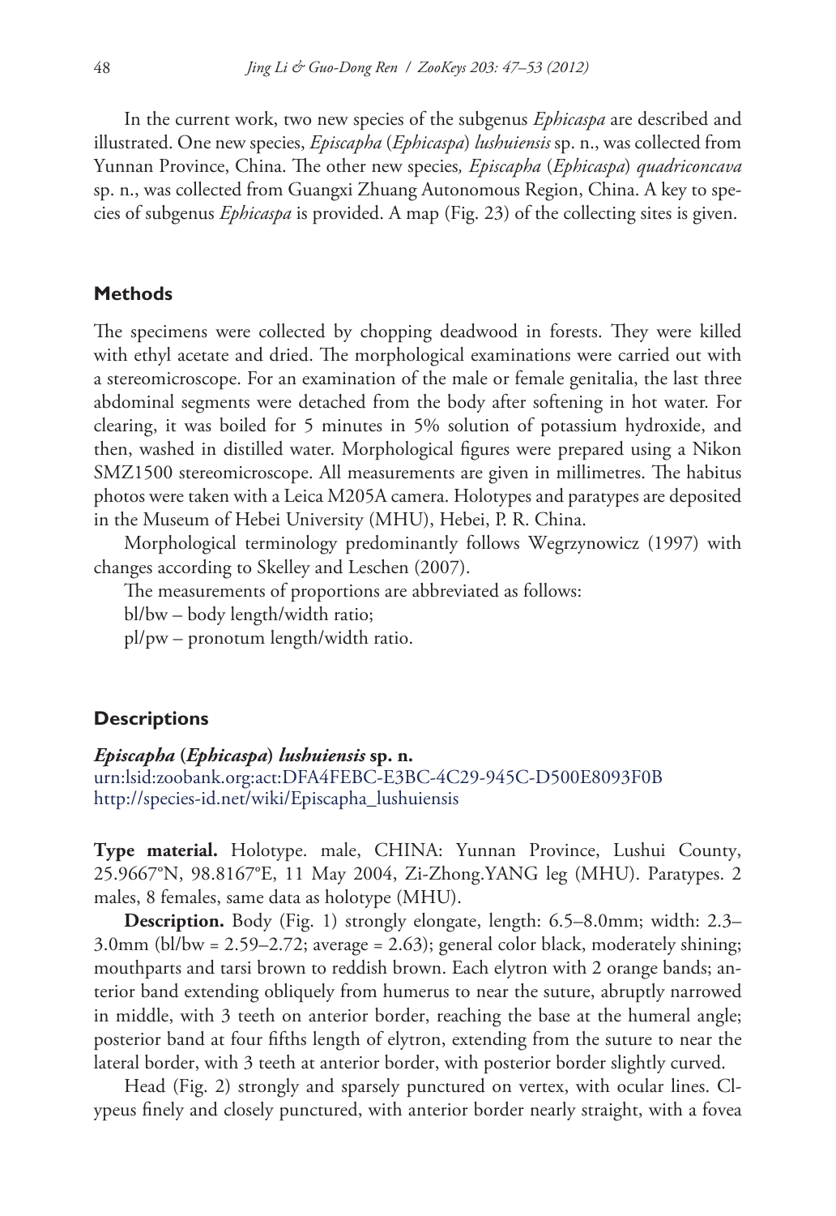In the current work, two new species of the subgenus *Ephicaspa* are described and illustrated. One new species, *Episcapha* (*Ephicaspa*) *lushuiensis* sp. n., was collected from Yunnan Province, China. The other new species, *Episcapha* (*Ephicaspa*) *quadriconcava* sp. n., was collected from Guangxi Zhuang Autonomous Region, China. A key to species of subgenus *Ephicaspa* is provided. A map (Fig. 23) of the collecting sites is given.

## Methods

The specimens were collected by chopping deadwood in forests. They were killed with ethyl acetate and dried. The morphological examinations were carried out with a stereomicroscope. For an examination of the male or female genitalia, the last three abdominal segments were detached from the body after softening in hot water. For clearing, it was boiled for 5 minutes in 5% solution of potassium hydroxide, and then, washed in distilled water. Morphological figures were prepared using a Nikon SMZ1500 stereomicroscope. All measurements are given in millimetres. The habitus photos were taken with a Leica M205A camera. Holotypes and paratypes are deposited in the Museum of Hebei University (MHU), Hebei, P. R. China.

Morphological terminology predominantly follows Wegrzynowicz (1997) with changes according to Skelley and Leschen (2007).

The measurements of proportions are abbreviated as follows:

bl/bw – body length/width ratio;

pl/pw – pronotum length/width ratio.

## Descriptions

### *Episcapha* (*Ephicaspa*) *lushuiensis* sp. n.

urn:lsid:zoobank.org:act:DFA4FEBC-E3BC-4C29-945C-D500E8093F0B
http://species-id.net/wiki/Episcapha_lushuiensis

**Type material.** Holotype. male, CHINA: Yunnan Province, Lushui County, 25.9667°N, 98.8167°E, 11 May 2004, Zi-Zhong.YANG leg (MHU). Paratypes. 2 males, 8 females, same data as holotype (MHU).

**Description.** Body (Fig. 1) strongly elongate, length: 6.5–8.0mm; width: 2.3–3.0mm (bl/bw = 2.59–2.72; average = 2.63); general color black, moderately shining; mouthparts and tarsi brown to reddish brown. Each elytron with 2 orange bands; anterior band extending obliquely from humerus to near the suture, abruptly narrowed in middle, with 3 teeth on anterior border, reaching the base at the humeral angle; posterior band at four fifths length of elytron, extending from the suture to near the lateral border, with 3 teeth at anterior border, with posterior border slightly curved.

Head (Fig. 2) strongly and sparsely punctured on vertex, with ocular lines. Clypeus finely and closely punctured, with anterior border nearly straight, with a fovea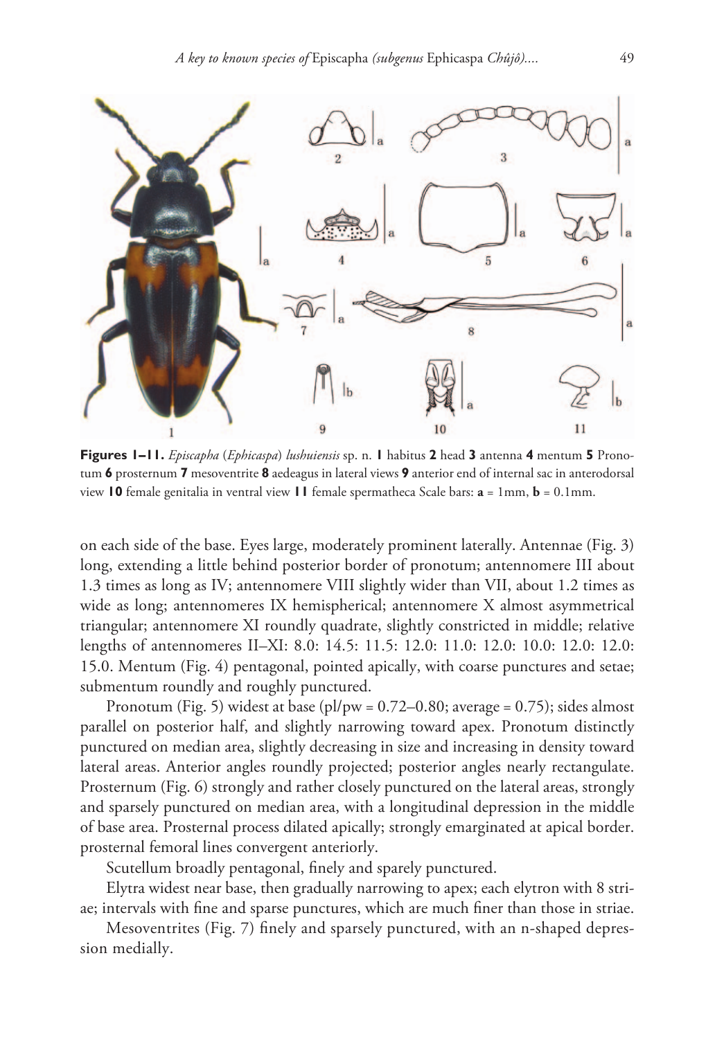**Figures 1–11.** *Episcapha* (*Ephicaspa*) *lushuiensis* sp. n. **1** habitus **2** head **3** antenna **4** mentum **5** Pronotum **6** prosternum **7** mesoventrite **8** aedeagus in lateral views **9** anterior end of internal sac in anterodorsal view **10** female genitalia in ventral view **11** female spermatheca Scale bars: **a** = 1mm, **b** = 0.1mm.

on each side of the base. Eyes large, moderately prominent laterally. Antennae (Fig. 3) long, extending a little behind posterior border of pronotum; antennomere III about 1.3 times as long as IV; antennomere VIII slightly wider than VII, about 1.2 times as wide as long; antennomeres IX hemispherical; antennomere X almost asymmetrical triangular; antennomere XI roundly quadrate, slightly constricted in middle; relative lengths of antennomeres II–XI: 8.0: 14.5: 11.5: 12.0: 11.0: 12.0: 10.0: 12.0: 12.0: 15.0. Mentum (Fig. 4) pentagonal, pointed apically, with coarse punctures and setae; submentum roundly and roughly punctured.

Pronotum (Fig. 5) widest at base (pl/pw = 0.72–0.80; average = 0.75); sides almost parallel on posterior half, and slightly narrowing toward apex. Pronotum distinctly punctured on median area, slightly decreasing in size and increasing in density toward lateral areas. Anterior angles roundly projected; posterior angles nearly rectangulate. Prosternum (Fig. 6) strongly and rather closely punctured on the lateral areas, strongly and sparsely punctured on median area, with a longitudinal depression in the middle of base area. Prosternal process dilated apically; strongly emarginated at apical border. prosternal femoral lines convergent anteriorly.

Scutellum broadly pentagonal, finely and sparely punctured.

Elytra widest near base, then gradually narrowing to apex; each elytron with 8 striae; intervals with fine and sparse punctures, which are much finer than those in striae.

Mesoventrites (Fig. 7) finely and sparsely punctured, with an n-shaped depression medially.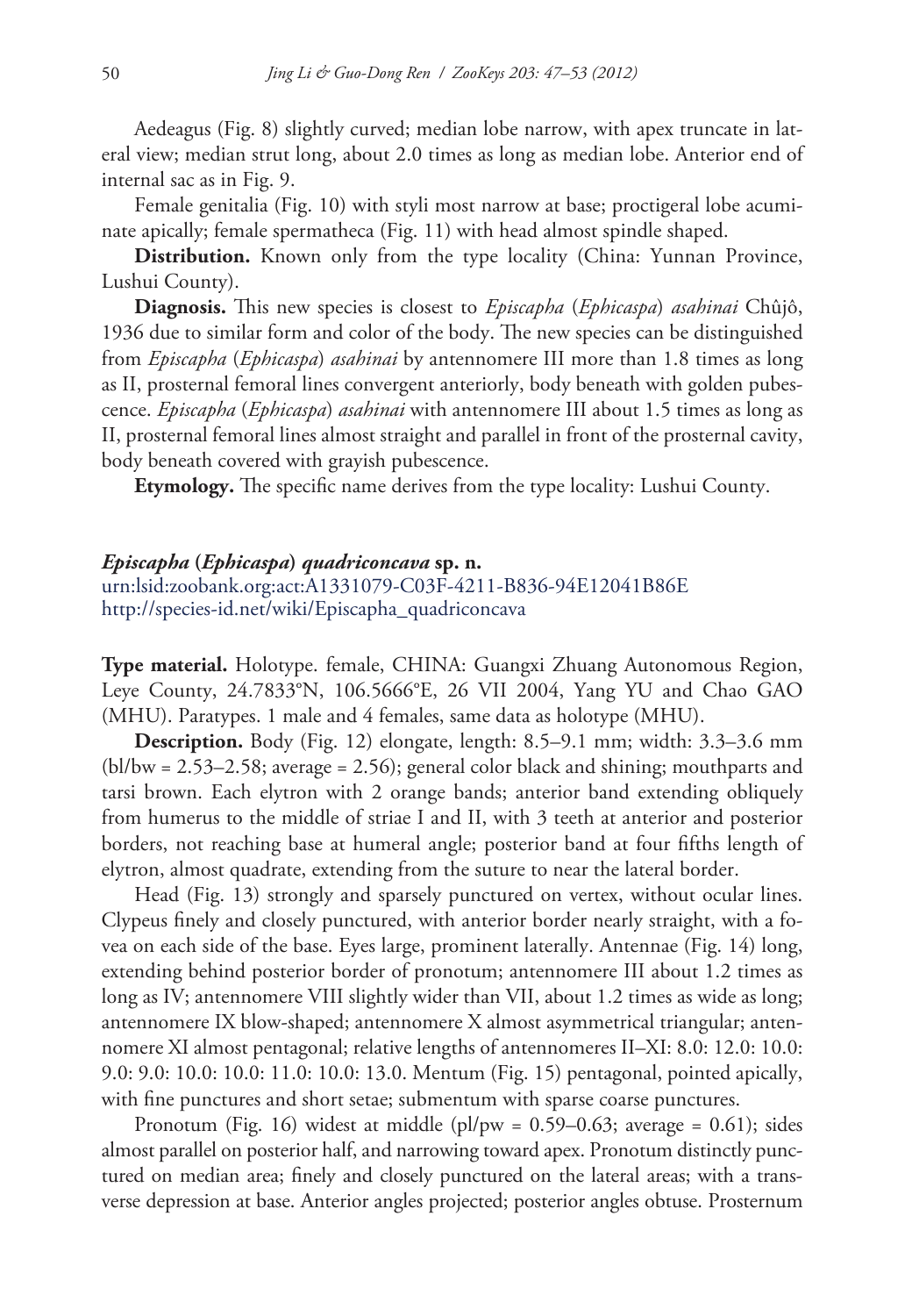Aedeagus (Fig. 8) slightly curved; median lobe narrow, with apex truncate in lateral view; median strut long, about 2.0 times as long as median lobe. Anterior end of internal sac as in Fig. 9.

Female genitalia (Fig. 10) with styli most narrow at base; proctigeral lobe acuminate apically; female spermatheca (Fig. 11) with head almost spindle shaped.

**Distribution.** Known only from the type locality (China: Yunnan Province, Lushui County).

**Diagnosis.** This new species is closest to *Episcapha* (*Ephicaspa*) *asahinai* Chûjô, 1936 due to similar form and color of the body. The new species can be distinguished from *Episcapha* (*Ephicaspa*) *asahinai* by antennomere III more than 1.8 times as long as II, prosternal femoral lines convergent anteriorly, body beneath with golden pubescence. *Episcapha* (*Ephicaspa*) *asahinai* with antennomere III about 1.5 times as long as II, prosternal femoral lines almost straight and parallel in front of the prosternal cavity, body beneath covered with grayish pubescence.

**Etymology.** The specific name derives from the type locality: Lushui County.

### *Episcapha* (*Ephicaspa*) *quadriconcava* sp. n.

urn:lsid:zoobank.org:act:A1331079-C03F-4211-B836-94E12041B86E
http://species-id.net/wiki/Episcapha_quadriconcava

**Type material.** Holotype. female, CHINA: Guangxi Zhuang Autonomous Region, Leye County, 24.7833°N, 106.5666°E, 26 VII 2004, Yang YU and Chao GAO (MHU). Paratypes. 1 male and 4 females, same data as holotype (MHU).

**Description.** Body (Fig. 12) elongate, length: 8.5–9.1 mm; width: 3.3–3.6 mm (bl/bw = 2.53–2.58; average = 2.56); general color black and shining; mouthparts and tarsi brown. Each elytron with 2 orange bands; anterior band extending obliquely from humerus to the middle of striae I and II, with 3 teeth at anterior and posterior borders, not reaching base at humeral angle; posterior band at four fifths length of elytron, almost quadrate, extending from the suture to near the lateral border.

Head (Fig. 13) strongly and sparsely punctured on vertex, without ocular lines. Clypeus finely and closely punctured, with anterior border nearly straight, with a fovea on each side of the base. Eyes large, prominent laterally. Antennae (Fig. 14) long, extending behind posterior border of pronotum; antennomere III about 1.2 times as long as IV; antennomere VIII slightly wider than VII, about 1.2 times as wide as long; antennomere IX blow-shaped; antennomere X almost asymmetrical triangular; antennomere XI almost pentagonal; relative lengths of antennomeres II–XI: 8.0: 12.0: 10.0: 9.0: 9.0: 10.0: 10.0: 11.0: 10.0: 13.0. Mentum (Fig. 15) pentagonal, pointed apically, with fine punctures and short setae; submentum with sparse coarse punctures.

Pronotum (Fig. 16) widest at middle (pl/pw = 0.59–0.63; average = 0.61); sides almost parallel on posterior half, and narrowing toward apex. Pronotum distinctly punctured on median area; finely and closely punctured on the lateral areas; with a transverse depression at base. Anterior angles projected; posterior angles obtuse. Prosternum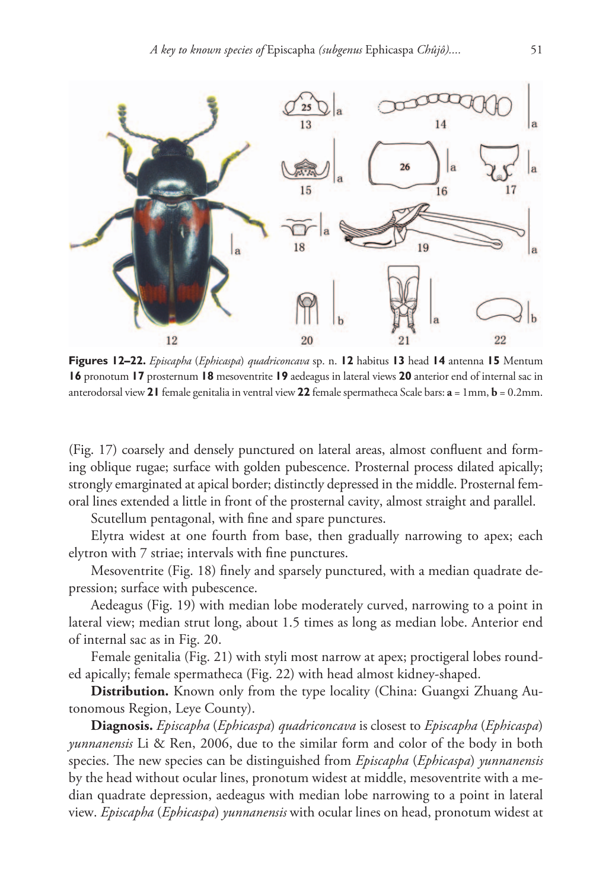**Figures 12–22.** *Episcapha* (*Ephicaspa*) *quadriconcava* sp. n. **12** habitus **13** head **14** antenna **15** Mentum **16** pronotum **17** prosternum **18** mesoventrite **19** aedeagus in lateral views **20** anterior end of internal sac in anterodorsal view **21** female genitalia in ventral view **22** female spermatheca Scale bars: **a** = 1mm, **b** = 0.2mm.

(Fig. 17) coarsely and densely punctured on lateral areas, almost confluent and forming oblique rugae; surface with golden pubescence. Prosternal process dilated apically; strongly emarginated at apical border; distinctly depressed in the middle. Prosternal femoral lines extended a little in front of the prosternal cavity, almost straight and parallel.

Scutellum pentagonal, with fine and spare punctures.

Elytra widest at one fourth from base, then gradually narrowing to apex; each elytron with 7 striae; intervals with fine punctures.

Mesoventrite (Fig. 18) finely and sparsely punctured, with a median quadrate depression; surface with pubescence.

Aedeagus (Fig. 19) with median lobe moderately curved, narrowing to a point in lateral view; median strut long, about 1.5 times as long as median lobe. Anterior end of internal sac as in Fig. 20.

Female genitalia (Fig. 21) with styli most narrow at apex; proctigeral lobes rounded apically; female spermatheca (Fig. 22) with head almost kidney-shaped.

**Distribution.** Known only from the type locality (China: Guangxi Zhuang Autonomous Region, Leye County).

**Diagnosis.** *Episcapha* (*Ephicaspa*) *quadriconcava* is closest to *Episcapha* (*Ephicaspa*) *yunnanensis* Li & Ren, 2006, due to the similar form and color of the body in both species. The new species can be distinguished from *Episcapha* (*Ephicaspa*) *yunnanensis* by the head without ocular lines, pronotum widest at middle, mesoventrite with a median quadrate depression, aedeagus with median lobe narrowing to a point in lateral view. *Episcapha* (*Ephicaspa*) *yunnanensis* with ocular lines on head, pronotum widest at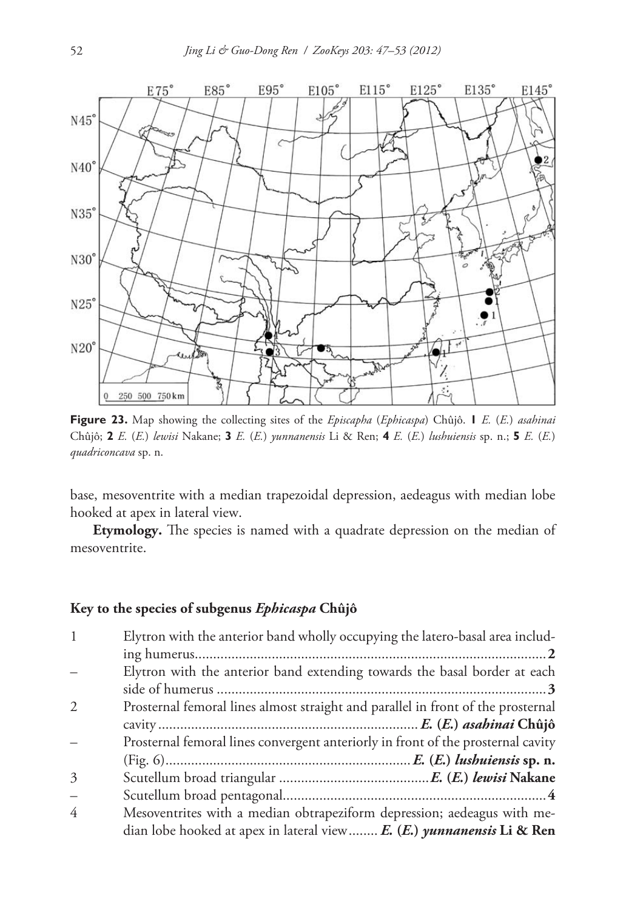E75° E85° E95° E105° E115° E125° E135° E145°

N45°

N40°

N35°

N30°

N25°

N20°

0 250 500 750 km

**Figure 23.** Map showing the collecting sites of the *Episcapha* (*Ephicaspa*) Chûjô. **1** *E.* (*E.*) *asahinai* Chûjô; **2** *E.* (*E.*) *lewisi* Nakane; **3** *E.* (*E.*) *yunnanensis* Li & Ren; **4** *E.* (*E.*) *lushuiensis* sp. n.; **5** *E.* (*E.*) *quadriconcava* sp. n.

base, mesoventrite with a median trapezoidal depression, aedeagus with median lobe hooked at apex in lateral view.

**Etymology.** The species is named with a quadrate depression on the median of mesoventrite.

### Key to the species of subgenus *Ephicaspa* Chûjô

| | | |
|---|---|---|
| 1 | Elytron with the anterior band wholly occupying the latero-basal area including humerus | **2** |
| – | Elytron with the anterior band extending towards the basal border at each side of humerus | **3** |
| 2 | Prosternal femoral lines almost straight and parallel in front of the prosternal cavity | ***E.* (*E.*) *asahinai* Chûjô** |
| – | Prosternal femoral lines convergent anteriorly in front of the prosternal cavity (Fig. 6) | ***E.* (*E.*) *lushuiensis* sp. n.** |
| 3 | Scutellum broad triangular | ***E.* (*E.*) *lewisi* Nakane** |
| – | Scutellum broad pentagonal | **4** |
| 4 | Mesoventrites with a median obtrapeziform depression; aedeagus with median lobe hooked at apex in lateral view | ***E.* (*E.*) *yunnanensis* Li & Ren** |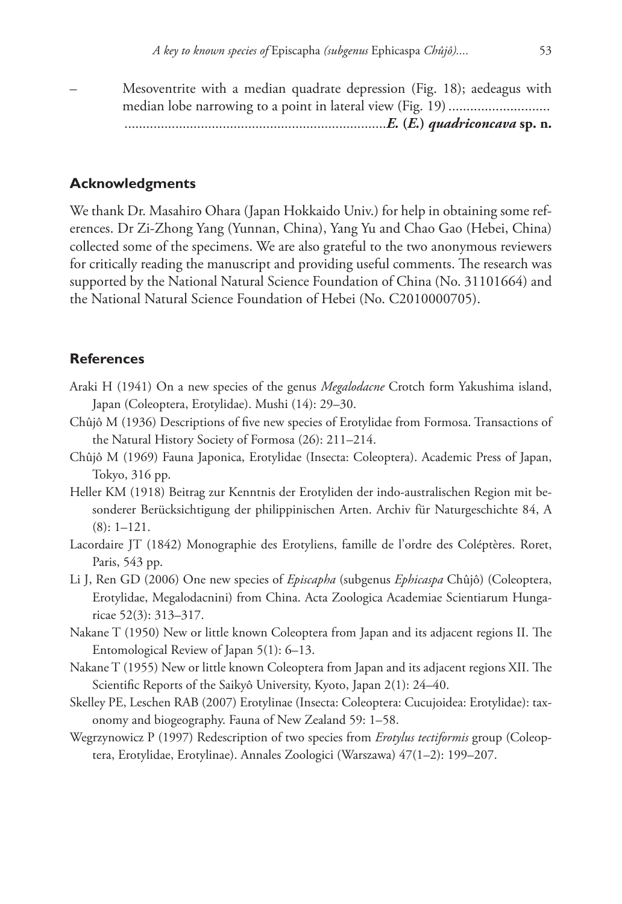– Mesoventrite with a median quadrate depression (Fig. 18); aedeagus with median lobe narrowing to a point in lateral view (Fig. 19) ............................ ........................................................................***E.* (*E.*) *quadriconcava* sp. n.**

## Acknowledgments

We thank Dr. Masahiro Ohara (Japan Hokkaido Univ.) for help in obtaining some references. Dr Zi-Zhong Yang (Yunnan, China), Yang Yu and Chao Gao (Hebei, China) collected some of the specimens. We are also grateful to the two anonymous reviewers for critically reading the manuscript and providing useful comments. The research was supported by the National Natural Science Foundation of China (No. 31101664) and the National Natural Science Foundation of Hebei (No. C2010000705).

## References

Araki H (1941) On a new species of the genus *Megalodacne* Crotch form Yakushima island, Japan (Coleoptera, Erotylidae). Mushi (14): 29–30.

Chûjô M (1936) Descriptions of five new species of Erotylidae from Formosa. Transactions of the Natural History Society of Formosa (26): 211–214.

Chûjô M (1969) Fauna Japonica, Erotylidae (Insecta: Coleoptera). Academic Press of Japan, Tokyo, 316 pp.

Heller KM (1918) Beitrag zur Kenntnis der Erotyliden der indo-australischen Region mit besonderer Berücksichtigung der philippinischen Arten. Archiv für Naturgeschichte 84, A (8): 1–121.

Lacordaire JT (1842) Monographie des Erotyliens, famille de l'ordre des Coléptères. Roret, Paris, 543 pp.

Li J, Ren GD (2006) One new species of *Episcapha* (subgenus *Ephicaspa* Chûjô) (Coleoptera, Erotylidae, Megalodacnini) from China. Acta Zoologica Academiae Scientiarum Hungaricae 52(3): 313–317.

Nakane T (1950) New or little known Coleoptera from Japan and its adjacent regions II. The Entomological Review of Japan 5(1): 6–13.

Nakane T (1955) New or little known Coleoptera from Japan and its adjacent regions XII. The Scientific Reports of the Saikyô University, Kyoto, Japan 2(1): 24–40.

Skelley PE, Leschen RAB (2007) Erotylinae (Insecta: Coleoptera: Cucujoidea: Erotylidae): taxonomy and biogeography. Fauna of New Zealand 59: 1–58.

Wegrzynowicz P (1997) Redescription of two species from *Erotylus tectiformis* group (Coleoptera, Erotylidae, Erotylinae). Annales Zoologici (Warszawa) 47(1–2): 199–207.